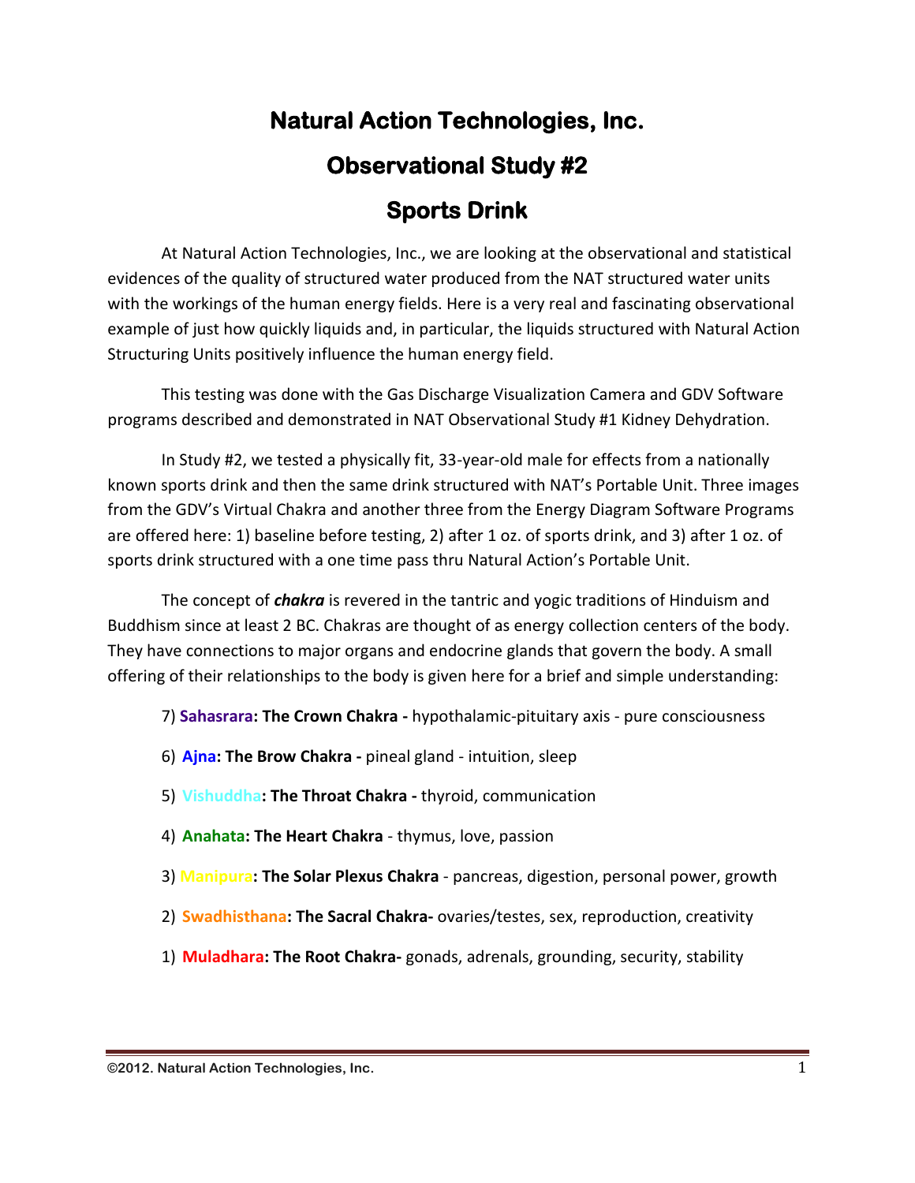# Natural Action Technologies, Inc.

## Observational Study #2

## Sports Drink

At Natural Action Technologies, Inc., we are looking at the observational and statistical evidences of the quality of structured water produced from the NAT structured water units with the workings of the human energy fields. Here is a very real and fascinating observational example of just how quickly liquids and, in particular, the liquids structured with Natural Action Structuring Units positively influence the human energy field.

This testing was done with the Gas Discharge Visualization Camera and GDV Software programs described and demonstrated in NAT Observational Study #1 Kidney Dehydration.

In Study #2, we tested a physically fit, 33-year-old male for effects from a nationally known sports drink and then the same drink structured with NAT's Portable Unit. Three images from the GDV's Virtual Chakra and another three from the Energy Diagram Software Programs are offered here: 1) baseline before testing, 2) after 1 oz. of sports drink, and 3) after 1 oz. of sports drink structured with a one time pass thru Natural Action's Portable Unit.

The concept of ***chakra*** is revered in the tantric and yogic traditions of Hinduism and Buddhism since at least 2 BC. Chakras are thought of as energy collection centers of the body. They have connections to major organs and endocrine glands that govern the body. A small offering of their relationships to the body is given here for a brief and simple understanding:

7) **Sahasrara: The Crown Chakra -** hypothalamic-pituitary axis - pure consciousness

6) **Ajna: The Brow Chakra -** pineal gland - intuition, sleep

5) **Vishuddha: The Throat Chakra -** thyroid, communication

4) **Anahata: The Heart Chakra** - thymus, love, passion

3) **Manipura: The Solar Plexus Chakra** - pancreas, digestion, personal power, growth

2) **Swadhisthana: The Sacral Chakra-** ovaries/testes, sex, reproduction, creativity

1) **Muladhara: The Root Chakra-** gonads, adrenals, grounding, security, stability

©2012. Natural Action Technologies, Inc.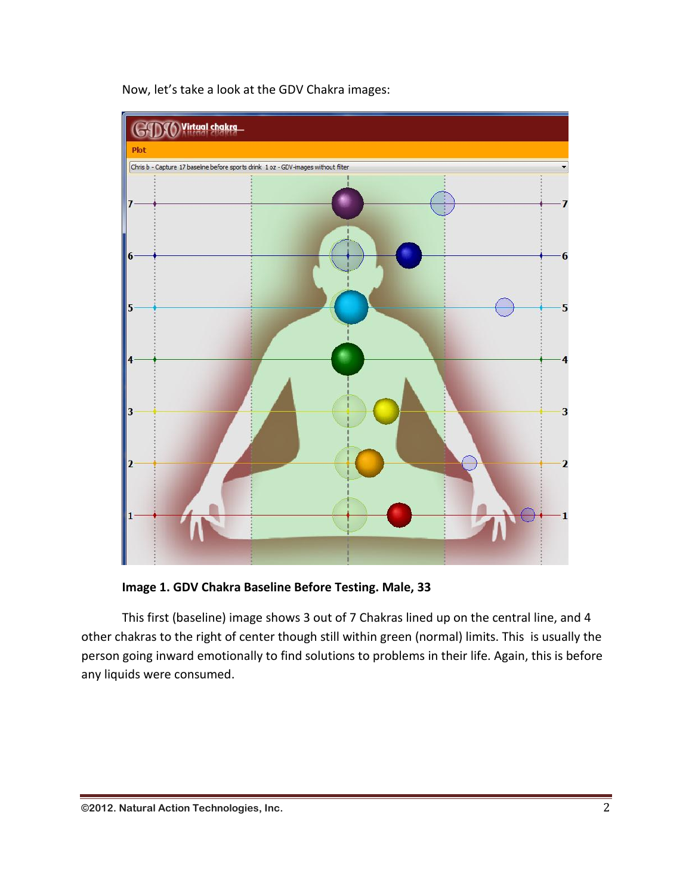Now, let's take a look at the GDV Chakra images:

**Image 1. GDV Chakra Baseline Before Testing. Male, 33**

This first (baseline) image shows 3 out of 7 Chakras lined up on the central line, and 4 other chakras to the right of center though still within green (normal) limits. This is usually the person going inward emotionally to find solutions to problems in their life. Again, this is before any liquids were consumed.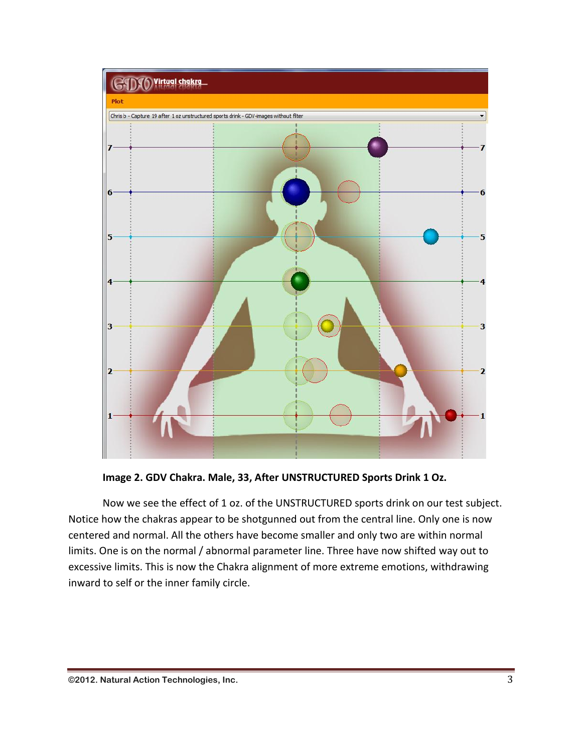**Image 2. GDV Chakra. Male, 33, After UNSTRUCTURED Sports Drink 1 Oz.**

Now we see the effect of 1 oz. of the UNSTRUCTURED sports drink on our test subject. Notice how the chakras appear to be shotgunned out from the central line. Only one is now centered and normal. All the others have become smaller and only two are within normal limits. One is on the normal / abnormal parameter line. Three have now shifted way out to excessive limits. This is now the Chakra alignment of more extreme emotions, withdrawing inward to self or the inner family circle.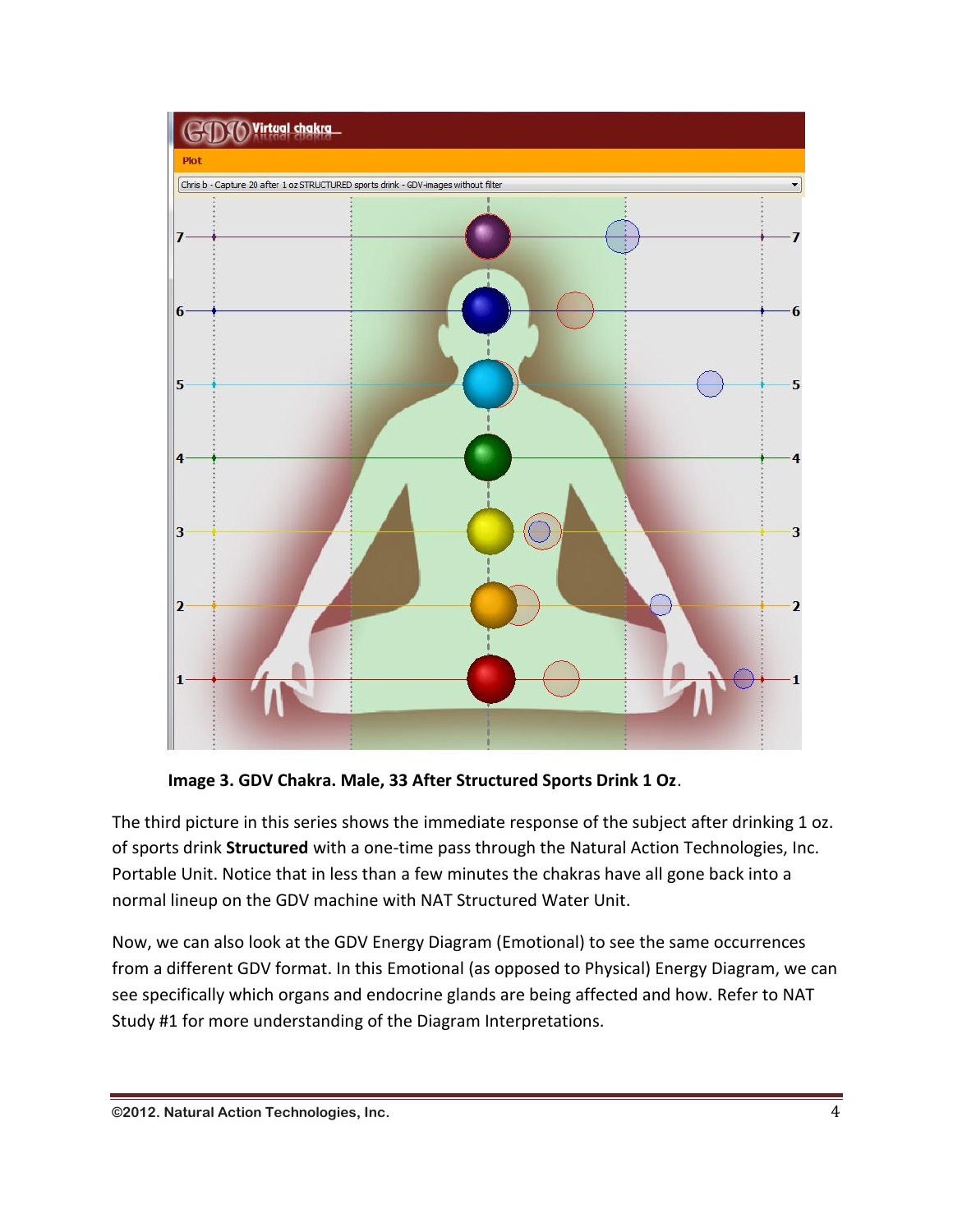**Image 3. GDV Chakra. Male, 33 After Structured Sports Drink 1 Oz**.

The third picture in this series shows the immediate response of the subject after drinking 1 oz. of sports drink **Structured** with a one-time pass through the Natural Action Technologies, Inc. Portable Unit. Notice that in less than a few minutes the chakras have all gone back into a normal lineup on the GDV machine with NAT Structured Water Unit.

Now, we can also look at the GDV Energy Diagram (Emotional) to see the same occurrences from a different GDV format. In this Emotional (as opposed to Physical) Energy Diagram, we can see specifically which organs and endocrine glands are being affected and how. Refer to NAT Study #1 for more understanding of the Diagram Interpretations.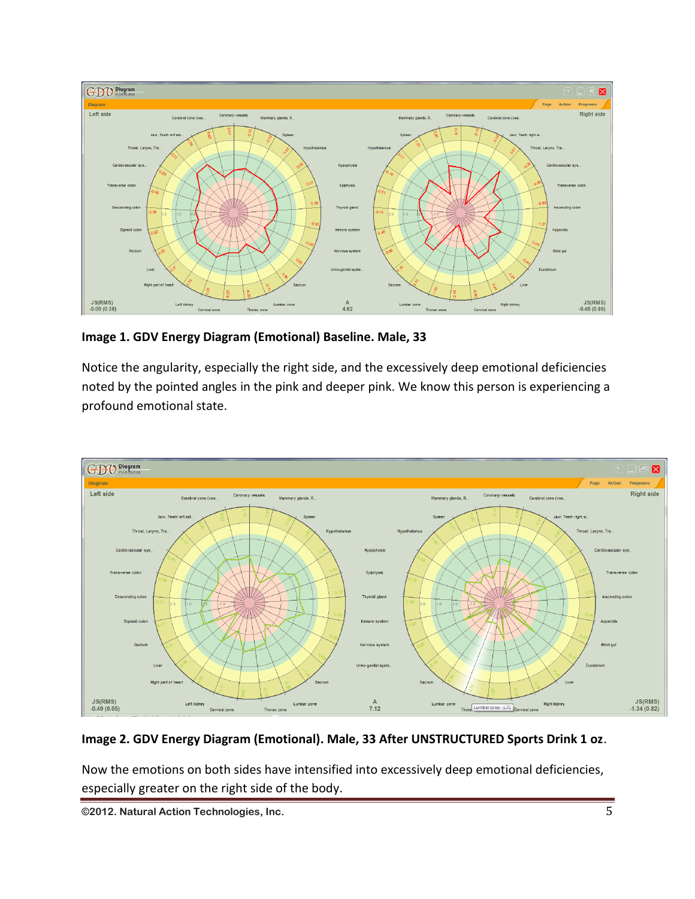**Image 1. GDV Energy Diagram (Emotional) Baseline. Male, 33**

Notice the angularity, especially the right side, and the excessively deep emotional deficiencies noted by the pointed angles in the pink and deeper pink. We know this person is experiencing a profound emotional state.

**Image 2. GDV Energy Diagram (Emotional). Male, 33 After UNSTRUCTURED Sports Drink 1 oz**.

Now the emotions on both sides have intensified into excessively deep emotional deficiencies, especially greater on the right side of the body.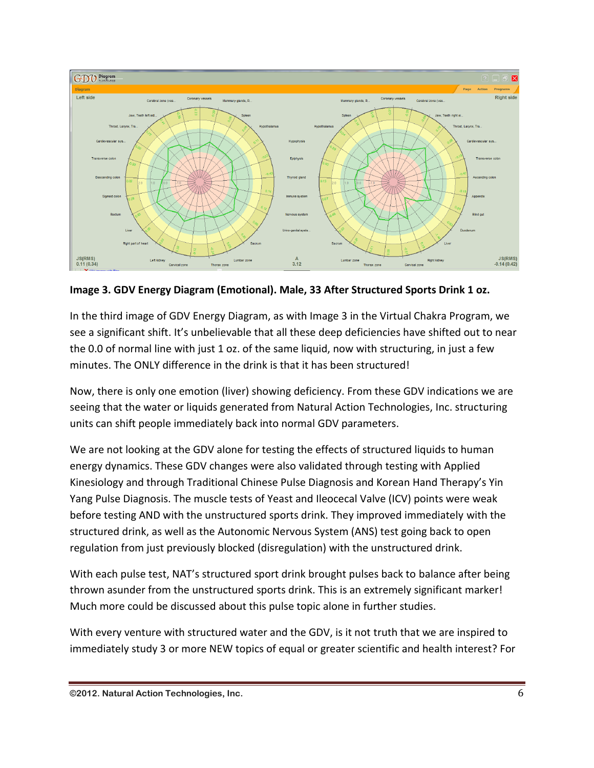**Image 3. GDV Energy Diagram (Emotional). Male, 33 After Structured Sports Drink 1 oz.**

In the third image of GDV Energy Diagram, as with Image 3 in the Virtual Chakra Program, we see a significant shift. It's unbelievable that all these deep deficiencies have shifted out to near the 0.0 of normal line with just 1 oz. of the same liquid, now with structuring, in just a few minutes. The ONLY difference in the drink is that it has been structured!

Now, there is only one emotion (liver) showing deficiency. From these GDV indications we are seeing that the water or liquids generated from Natural Action Technologies, Inc. structuring units can shift people immediately back into normal GDV parameters.

We are not looking at the GDV alone for testing the effects of structured liquids to human energy dynamics. These GDV changes were also validated through testing with Applied Kinesiology and through Traditional Chinese Pulse Diagnosis and Korean Hand Therapy's Yin Yang Pulse Diagnosis. The muscle tests of Yeast and Ileocecal Valve (ICV) points were weak before testing AND with the unstructured sports drink. They improved immediately with the structured drink, as well as the Autonomic Nervous System (ANS) test going back to open regulation from just previously blocked (disregulation) with the unstructured drink.

With each pulse test, NAT's structured sport drink brought pulses back to balance after being thrown asunder from the unstructured sports drink. This is an extremely significant marker! Much more could be discussed about this pulse topic alone in further studies.

With every venture with structured water and the GDV, is it not truth that we are inspired to immediately study 3 or more NEW topics of equal or greater scientific and health interest? For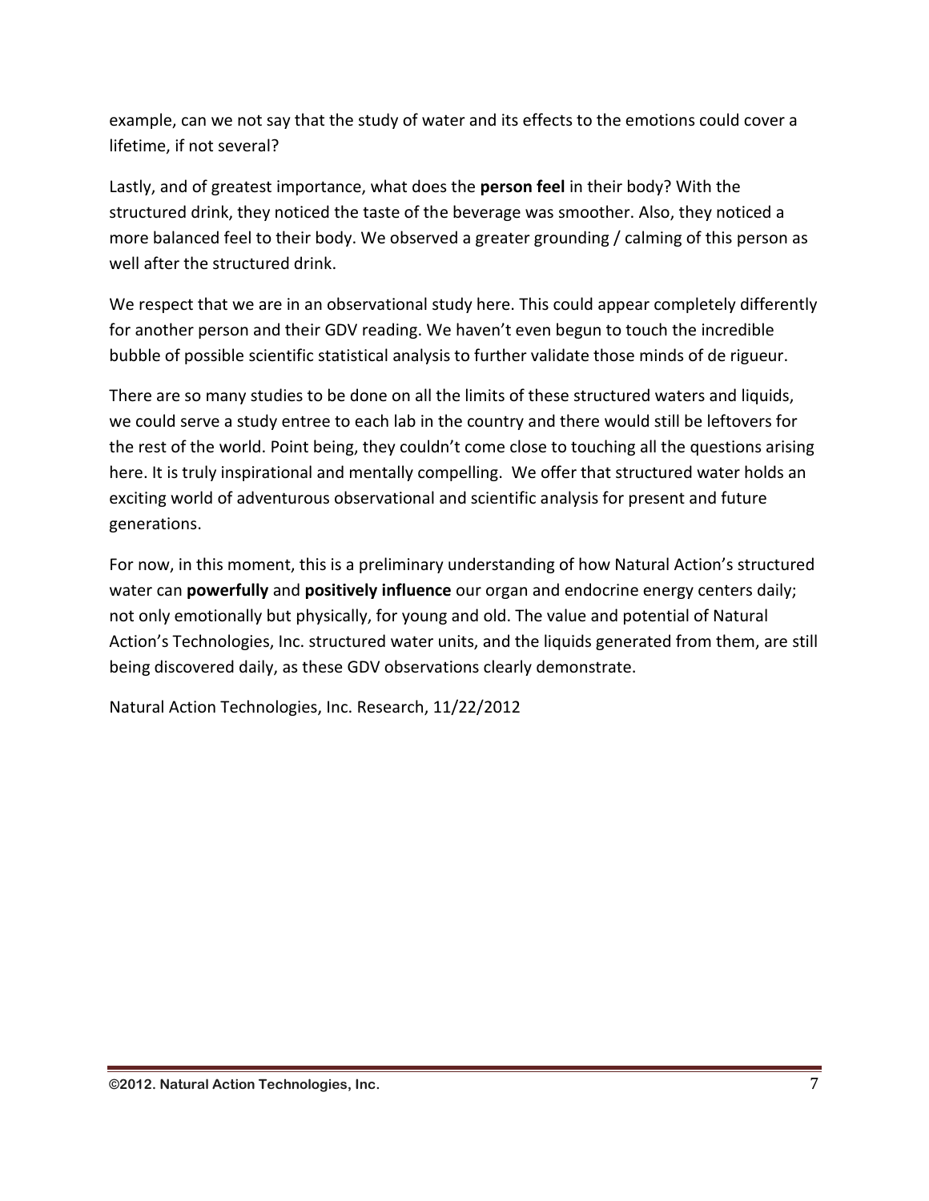example, can we not say that the study of water and its effects to the emotions could cover a lifetime, if not several?

Lastly, and of greatest importance, what does the **person feel** in their body? With the structured drink, they noticed the taste of the beverage was smoother. Also, they noticed a more balanced feel to their body. We observed a greater grounding / calming of this person as well after the structured drink.

We respect that we are in an observational study here. This could appear completely differently for another person and their GDV reading. We haven't even begun to touch the incredible bubble of possible scientific statistical analysis to further validate those minds of de rigueur.

There are so many studies to be done on all the limits of these structured waters and liquids, we could serve a study entree to each lab in the country and there would still be leftovers for the rest of the world. Point being, they couldn't come close to touching all the questions arising here. It is truly inspirational and mentally compelling. We offer that structured water holds an exciting world of adventurous observational and scientific analysis for present and future generations.

For now, in this moment, this is a preliminary understanding of how Natural Action's structured water can **powerfully** and **positively influence** our organ and endocrine energy centers daily; not only emotionally but physically, for young and old. The value and potential of Natural Action's Technologies, Inc. structured water units, and the liquids generated from them, are still being discovered daily, as these GDV observations clearly demonstrate.

Natural Action Technologies, Inc. Research, 11/22/2012